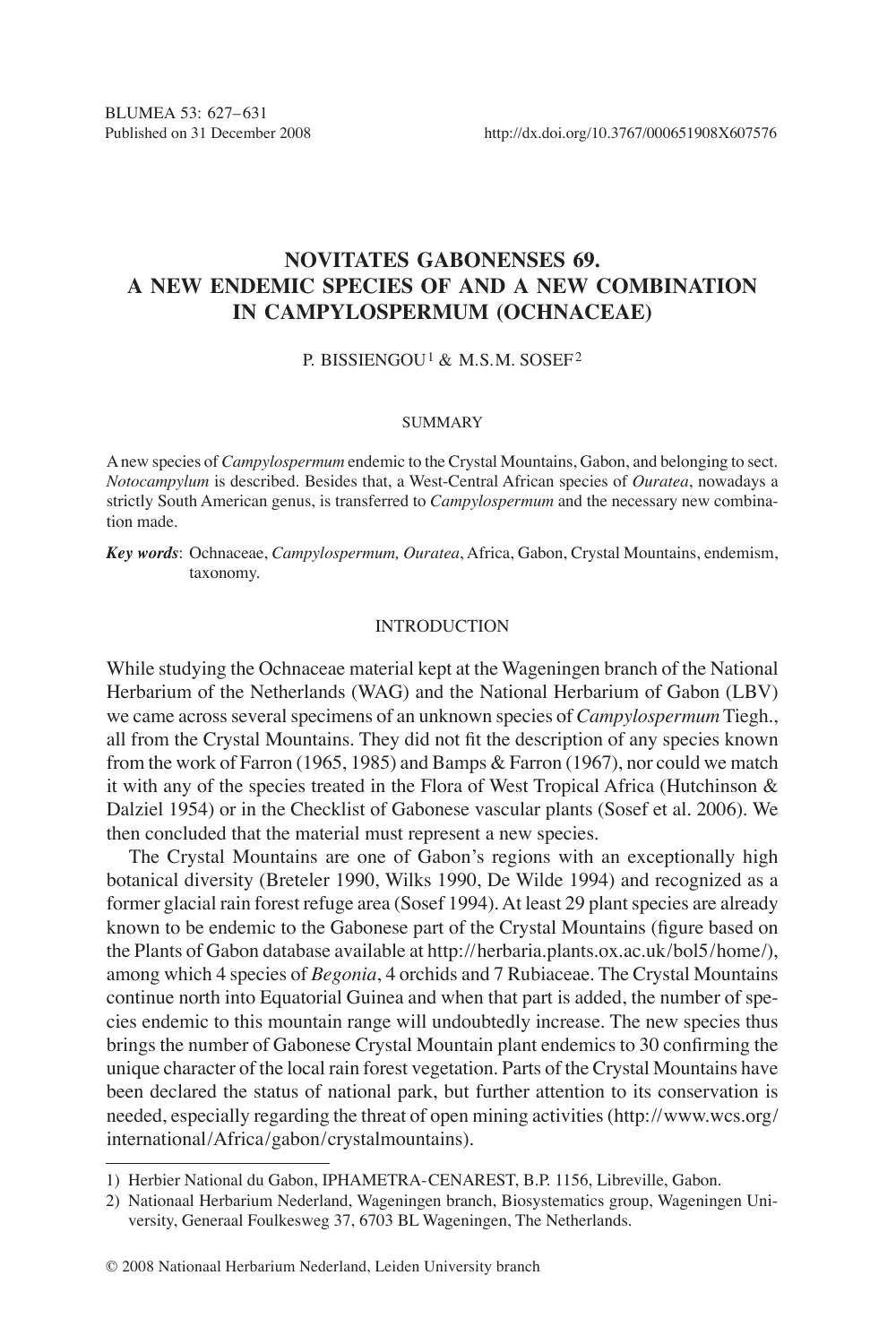# NOVITATES GABONENSES 69. A NEW ENDEMIC SPECIES OF AND A NEW COMBINATION IN CAMPYLOSPERMUM (OCHNACEAE)

P. BISSIENGOU[1] & M.S.M. SOSEF[2]

## SUMMARY

A new species of *Campylospermum* endemic to the Crystal Mountains, Gabon, and belonging to sect. *Notocampylum* is described. Besides that, a West-Central African species of *Ouratea*, nowadays a strictly South American genus, is transferred to *Campylospermum* and the necessary new combination made.

***Key words***: Ochnaceae, *Campylospermum, Ouratea*, Africa, Gabon, Crystal Mountains, endemism, taxonomy.

## INTRODUCTION

While studying the Ochnaceae material kept at the Wageningen branch of the National Herbarium of the Netherlands (WAG) and the National Herbarium of Gabon (LBV) we came across several specimens of an unknown species of *Campylospermum* Tiegh., all from the Crystal Mountains. They did not fit the description of any species known from the work of Farron (1965, 1985) and Bamps & Farron (1967), nor could we match it with any of the species treated in the Flora of West Tropical Africa (Hutchinson & Dalziel 1954) or in the Checklist of Gabonese vascular plants (Sosef et al. 2006). We then concluded that the material must represent a new species.

The Crystal Mountains are one of Gabon's regions with an exceptionally high botanical diversity (Breteler 1990, Wilks 1990, De Wilde 1994) and recognized as a former glacial rain forest refuge area (Sosef 1994). At least 29 plant species are already known to be endemic to the Gabonese part of the Crystal Mountains (figure based on the Plants of Gabon database available at http://herbaria.plants.ox.ac.uk/bol5/home/), among which 4 species of *Begonia*, 4 orchids and 7 Rubiaceae. The Crystal Mountains continue north into Equatorial Guinea and when that part is added, the number of species endemic to this mountain range will undoubtedly increase. The new species thus brings the number of Gabonese Crystal Mountain plant endemics to 30 confirming the unique character of the local rain forest vegetation. Parts of the Crystal Mountains have been declared the status of national park, but further attention to its conservation is needed, especially regarding the threat of open mining activities (http://www.wcs.org/international/Africa/gabon/crystalmountains).

---

1) Herbier National du Gabon, IPHAMETRA-CENAREST, B.P. 1156, Libreville, Gabon.

2) Nationaal Herbarium Nederland, Wageningen branch, Biosystematics group, Wageningen University, Generaal Foulkesweg 37, 6703 BL Wageningen, The Netherlands.

© 2008 Nationaal Herbarium Nederland, Leiden University branch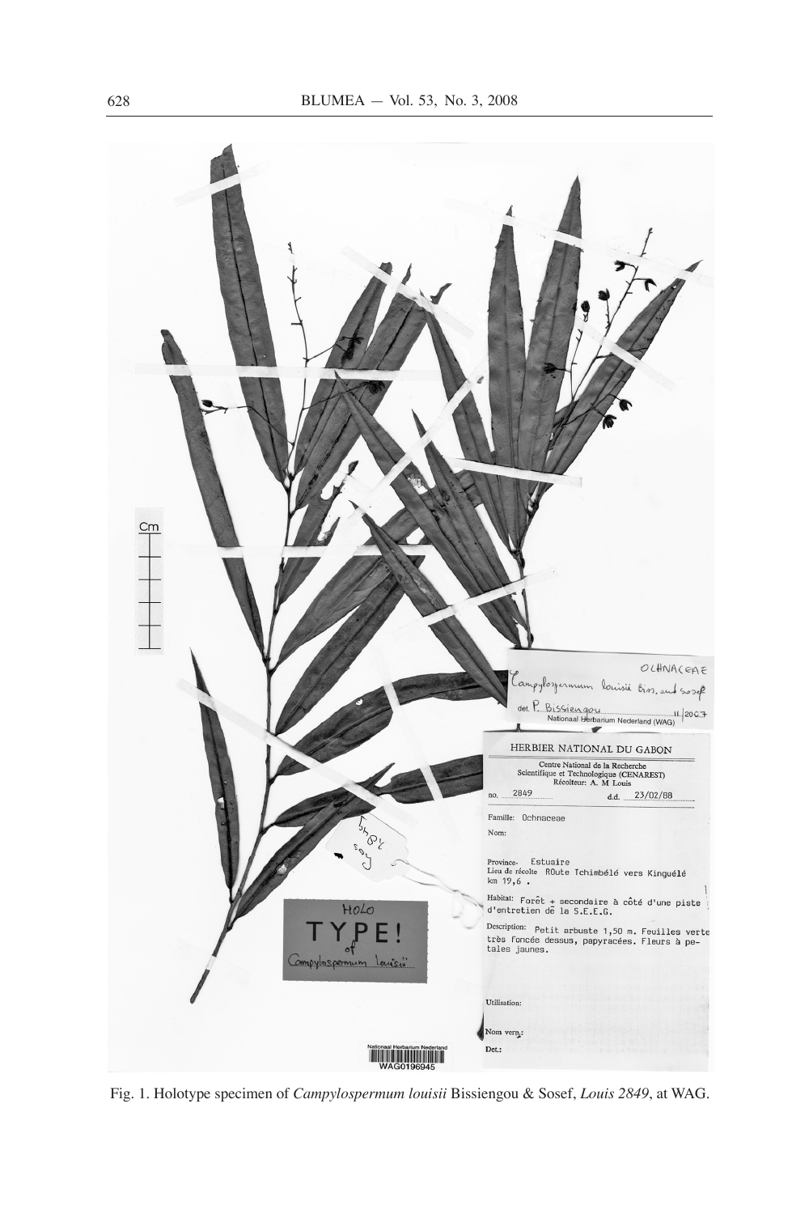Fig. 1. Holotype specimen of *Campylospermum louisii* Bissiengou & Sosef, *Louis 2849*, at WAG.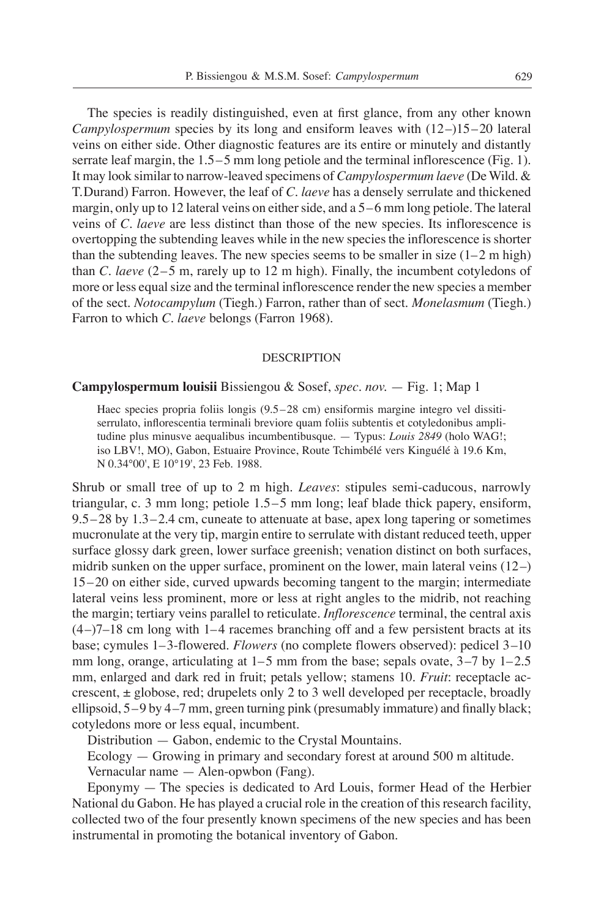The species is readily distinguished, even at first glance, from any other known *Campylospermum* species by its long and ensiform leaves with (12–)15–20 lateral veins on either side. Other diagnostic features are its entire or minutely and distantly serrate leaf margin, the 1.5–5 mm long petiole and the terminal inflorescence (Fig. 1). It may look similar to narrow-leaved specimens of *Campylospermum laeve* (De Wild. & T. Durand) Farron. However, the leaf of *C. laeve* has a densely serrulate and thickened margin, only up to 12 lateral veins on either side, and a 5–6 mm long petiole. The lateral veins of *C. laeve* are less distinct than those of the new species. Its inflorescence is overtopping the subtending leaves while in the new species the inflorescence is shorter than the subtending leaves. The new species seems to be smaller in size (1–2 m high) than *C. laeve* (2–5 m, rarely up to 12 m high). Finally, the incumbent cotyledons of more or less equal size and the terminal inflorescence render the new species a member of the sect. *Notocampylum* (Tiegh.) Farron, rather than of sect. *Monelasmum* (Tiegh.) Farron to which *C. laeve* belongs (Farron 1968).

## DESCRIPTION

**Campylospermum louisii** Bissiengou & Sosef, *spec. nov.* — Fig. 1; Map 1

Haec species propria foliis longis (9.5–28 cm) ensiformis margine integro vel dissiti-serrulato, inflorescentia terminali breviore quam foliis subtentis et cotyledonibus amplitudine plus minusve aequalibus incumbentibusque. — Typus: *Louis 2849* (holo WAG!; iso LBV!, MO), Gabon, Estuaire Province, Route Tchimbélé vers Kinguélé à 19.6 Km, N 0.34°00', E 10°19', 23 Feb. 1988.

Shrub or small tree of up to 2 m high. *Leaves*: stipules semi-caducous, narrowly triangular, c. 3 mm long; petiole 1.5–5 mm long; leaf blade thick papery, ensiform, 9.5–28 by 1.3–2.4 cm, cuneate to attenuate at base, apex long tapering or sometimes mucronulate at the very tip, margin entire to serrulate with distant reduced teeth, upper surface glossy dark green, lower surface greenish; venation distinct on both surfaces, midrib sunken on the upper surface, prominent on the lower, main lateral veins (12–) 15–20 on either side, curved upwards becoming tangent to the margin; intermediate lateral veins less prominent, more or less at right angles to the midrib, not reaching the margin; tertiary veins parallel to reticulate. *Inflorescence* terminal, the central axis (4–)7–18 cm long with 1–4 racemes branching off and a few persistent bracts at its base; cymules 1–3-flowered. *Flowers* (no complete flowers observed): pedicel 3–10 mm long, orange, articulating at 1–5 mm from the base; sepals ovate, 3–7 by 1–2.5 mm, enlarged and dark red in fruit; petals yellow; stamens 10. *Fruit*: receptacle accrescent, ± globose, red; drupelets only 2 to 3 well developed per receptacle, broadly ellipsoid, 5–9 by 4–7 mm, green turning pink (presumably immature) and finally black; cotyledons more or less equal, incumbent.

Distribution — Gabon, endemic to the Crystal Mountains.

Ecology — Growing in primary and secondary forest at around 500 m altitude.

Vernacular name — Alen-opwbon (Fang).

Eponymy — The species is dedicated to Ard Louis, former Head of the Herbier National du Gabon. He has played a crucial role in the creation of this research facility, collected two of the four presently known specimens of the new species and has been instrumental in promoting the botanical inventory of Gabon.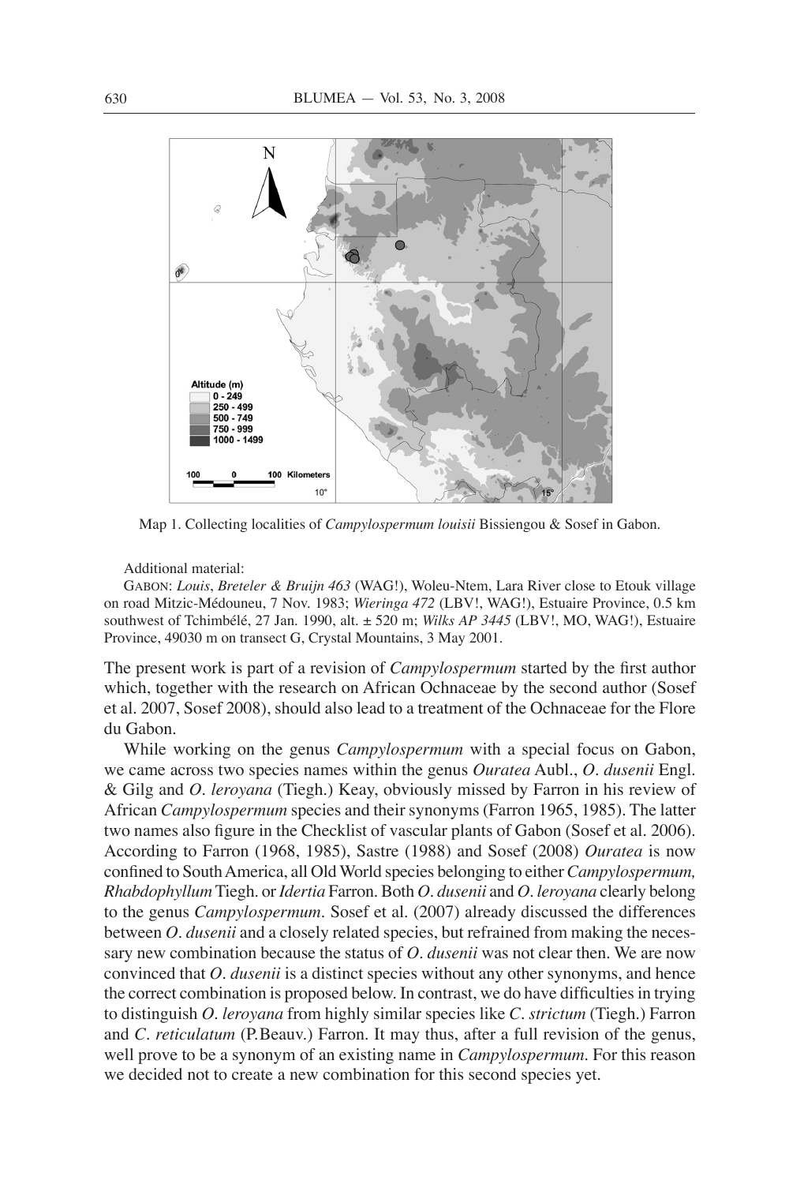Map 1. Collecting localities of *Campylospermum louisii* Bissiengou & Sosef in Gabon.

Additional material:

GABON: *Louis*, *Breteler & Bruijn 463* (WAG!), Woleu-Ntem, Lara River close to Etouk village on road Mitzic-Médouneu, 7 Nov. 1983; *Wieringa 472* (LBV!, WAG!), Estuaire Province, 0.5 km southwest of Tchimbélé, 27 Jan. 1990, alt. ± 520 m; *Wilks AP 3445* (LBV!, MO, WAG!), Estuaire Province, 49030 m on transect G, Crystal Mountains, 3 May 2001.

The present work is part of a revision of *Campylospermum* started by the first author which, together with the research on African Ochnaceae by the second author (Sosef et al. 2007, Sosef 2008), should also lead to a treatment of the Ochnaceae for the Flore du Gabon.

While working on the genus *Campylospermum* with a special focus on Gabon, we came across two species names within the genus *Ouratea* Aubl., *O. dusenii* Engl. & Gilg and *O. leroyana* (Tiegh.) Keay, obviously missed by Farron in his review of African *Campylospermum* species and their synonyms (Farron 1965, 1985). The latter two names also figure in the Checklist of vascular plants of Gabon (Sosef et al. 2006). According to Farron (1968, 1985), Sastre (1988) and Sosef (2008) *Ouratea* is now confined to South America, all Old World species belonging to either *Campylospermum, Rhabdophyllum* Tiegh. or *Idertia* Farron. Both *O. dusenii* and *O. leroyana* clearly belong to the genus *Campylospermum*. Sosef et al. (2007) already discussed the differences between *O. dusenii* and a closely related species, but refrained from making the necessary new combination because the status of *O. dusenii* was not clear then. We are now convinced that *O. dusenii* is a distinct species without any other synonyms, and hence the correct combination is proposed below. In contrast, we do have difficulties in trying to distinguish *O. leroyana* from highly similar species like *C. strictum* (Tiegh.) Farron and *C. reticulatum* (P.Beauv.) Farron. It may thus, after a full revision of the genus, well prove to be a synonym of an existing name in *Campylospermum*. For this reason we decided not to create a new combination for this second species yet.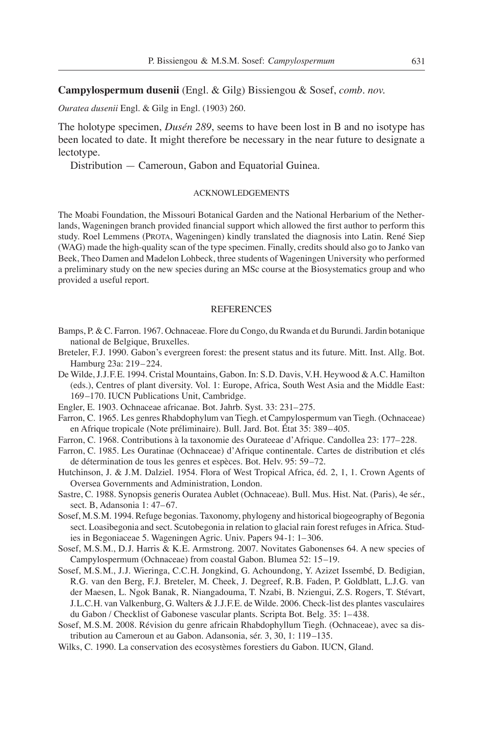**Campylospermum dusenii** (Engl. & Gilg) Bissiengou & Sosef, *comb. nov.*

*Ouratea dusenii* Engl. & Gilg in Engl. (1903) 260.

The holotype specimen, *Dusén 289*, seems to have been lost in B and no isotype has been located to date. It might therefore be necessary in the near future to designate a lectotype.

Distribution — Cameroun, Gabon and Equatorial Guinea.

## ACKNOWLEDGEMENTS

The Moabi Foundation, the Missouri Botanical Garden and the National Herbarium of the Netherlands, Wageningen branch provided financial support which allowed the first author to perform this study. Roel Lemmens (PROTA, Wageningen) kindly translated the diagnosis into Latin. René Siep (WAG) made the high-quality scan of the type specimen. Finally, credits should also go to Janko van Beek, Theo Damen and Madelon Lohbeck, three students of Wageningen University who performed a preliminary study on the new species during an MSc course at the Biosystematics group and who provided a useful report.

## REFERENCES

Bamps, P. & C. Farron. 1967. Ochnaceae. Flore du Congo, du Rwanda et du Burundi. Jardin botanique national de Belgique, Bruxelles.

Breteler, F.J. 1990. Gabon's evergreen forest: the present status and its future. Mitt. Inst. Allg. Bot. Hamburg 23a: 219–224.

De Wilde, J.J.F.E. 1994. Cristal Mountains, Gabon. In: S.D. Davis, V.H. Heywood & A.C. Hamilton (eds.), Centres of plant diversity. Vol. 1: Europe, Africa, South West Asia and the Middle East: 169–170. IUCN Publications Unit, Cambridge.

Engler, E. 1903. Ochnaceae africanae. Bot. Jahrb. Syst. 33: 231–275.

Farron, C. 1965. Les genres Rhabdophylum van Tiegh. et Campylospermum van Tiegh. (Ochnaceae) en Afrique tropicale (Note préliminaire). Bull. Jard. Bot. État 35: 389–405.

Farron, C. 1968. Contributions à la taxonomie des Ourateeae d'Afrique. Candollea 23: 177–228.

Farron, C. 1985. Les Ouratinae (Ochnaceae) d'Afrique continentale. Cartes de distribution et clés de détermination de tous les genres et espèces. Bot. Helv. 95: 59–72.

Hutchinson, J. & J.M. Dalziel. 1954. Flora of West Tropical Africa, éd. 2, 1, 1. Crown Agents of Oversea Governments and Administration, London.

Sastre, C. 1988. Synopsis generis Ouratea Aublet (Ochnaceae). Bull. Mus. Hist. Nat. (Paris), 4e sér., sect. B, Adansonia 1: 47–67.

Sosef, M.S.M. 1994. Refuge begonias. Taxonomy, phylogeny and historical biogeography of Begonia sect. Loasibegonia and sect. Scutobegonia in relation to glacial rain forest refuges in Africa. Studies in Begoniaceae 5. Wageningen Agric. Univ. Papers 94-1: 1–306.

Sosef, M.S.M., D.J. Harris & K.E. Armstrong. 2007. Novitates Gabonenses 64. A new species of Campylospermum (Ochnaceae) from coastal Gabon. Blumea 52: 15–19.

Sosef, M.S.M., J.J. Wieringa, C.C.H. Jongkind, G. Achoundong, Y. Azizet Issembé, D. Bedigian, R.G. van den Berg, F.J. Breteler, M. Cheek, J. Degreef, R.B. Faden, P. Goldblatt, L.J.G. van der Maesen, L. Ngok Banak, R. Niangadouma, T. Nzabi, B. Nziengui, Z.S. Rogers, T. Stévart, J.L.C.H. van Valkenburg, G. Walters & J.J.F.E. de Wilde. 2006. Check-list des plantes vasculaires du Gabon / Checklist of Gabonese vascular plants. Scripta Bot. Belg. 35: 1–438.

Sosef, M.S.M. 2008. Révision du genre africain Rhabdophyllum Tiegh. (Ochnaceae), avec sa distribution au Cameroun et au Gabon. Adansonia, sér. 3, 30, 1: 119–135.

Wilks, C. 1990. La conservation des ecosystèmes forestiers du Gabon. IUCN, Gland.